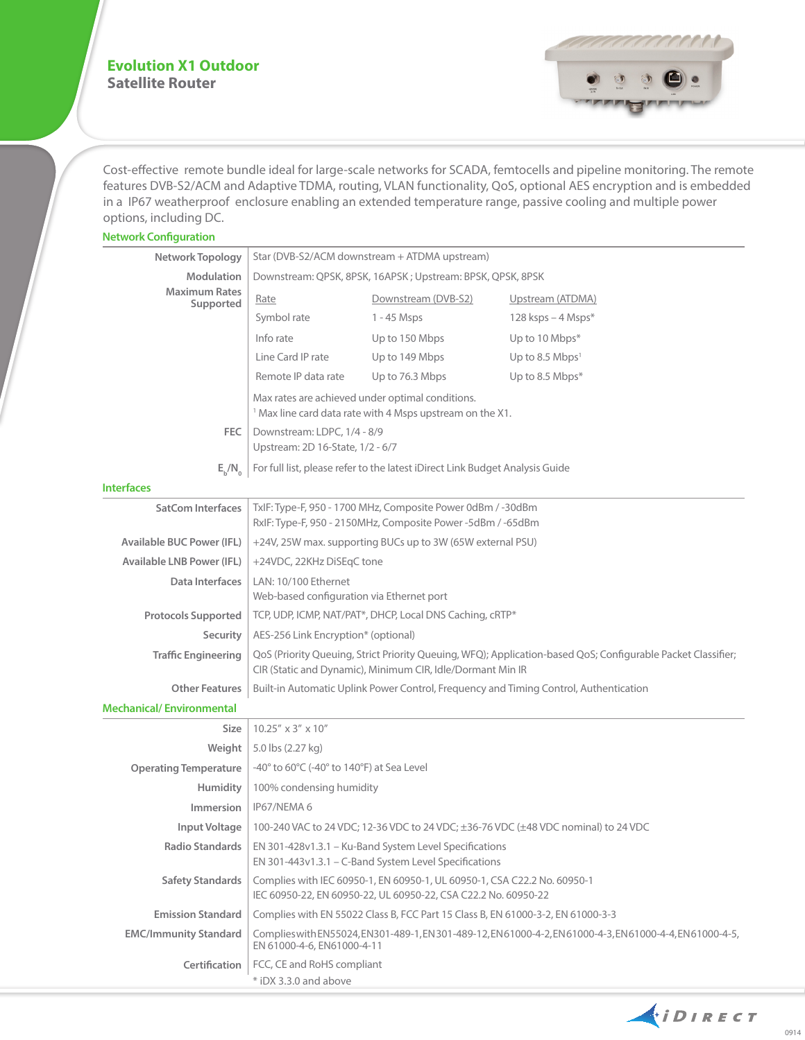# Evolution X1 Outdoor
## Satellite Router

Cost-effective remote bundle ideal for large-scale networks for SCADA, femtocells and pipeline monitoring. The remote features DVB-S2/ACM and Adaptive TDMA, routing, VLAN functionality, QoS, optional AES encryption and is embedded in a IP67 weatherproof enclosure enabling an extended temperature range, passive cooling and multiple power options, including DC.

### Network Configuration

| | | | |
|---|---|---|---|
| **Network Topology** | Star (DVB-S2/ACM downstream + ATDMA upstream) | | |
| **Modulation** | Downstream: QPSK, 8PSK, 16APSK ; Upstream: BPSK, QPSK, 8PSK | | |
| **Maximum Rates Supported** | Rate | Downstream (DVB-S2) | Upstream (ATDMA) |
| | Symbol rate | 1 - 45 Msps | 128 ksps – 4 Msps* |
| | Info rate | Up to 150 Mbps | Up to 10 Mbps* |
| | Line Card IP rate | Up to 149 Mbps | Up to 8.5 Mbps[1] |
| | Remote IP data rate | Up to 76.3 Mbps | Up to 8.5 Mbps* |
| | Max rates are achieved under optimal conditions. [1] Max line card data rate with 4 Msps upstream on the X1. | | |
| **FEC** | Downstream: LDPC, 1/4 - 8/9<br>Upstream: 2D 16-State, 1/2 - 6/7 | | |
| **$E_b/N_0$** | For full list, please refer to the latest iDirect Link Budget Analysis Guide | | |

### Interfaces

| | |
|---|---|
| **SatCom Interfaces** | TxIF: Type-F, 950 - 1700 MHz, Composite Power 0dBm / -30dBm<br>RxIF: Type-F, 950 - 2150MHz, Composite Power -5dBm / -65dBm |
| **Available BUC Power (IFL)** | +24V, 25W max. supporting BUCs up to 3W (65W external PSU) |
| **Available LNB Power (IFL)** | +24VDC, 22KHz DiSEqC tone |
| **Data Interfaces** | LAN: 10/100 Ethernet<br>Web-based configuration via Ethernet port |
| **Protocols Supported** | TCP, UDP, ICMP, NAT/PAT*, DHCP, Local DNS Caching, cRTP* |
| **Security** | AES-256 Link Encryption* (optional) |
| **Traffic Engineering** | QoS (Priority Queuing, Strict Priority Queuing, WFQ); Application-based QoS; Configurable Packet Classifier; CIR (Static and Dynamic), Minimum CIR, Idle/Dormant Min IR |
| **Other Features** | Built-in Automatic Uplink Power Control, Frequency and Timing Control, Authentication |

### Mechanical/ Environmental

| | |
|---|---|
| **Size** | 10.25" x 3" x 10" |
| **Weight** | 5.0 lbs (2.27 kg) |
| **Operating Temperature** | -40° to 60°C (-40° to 140°F) at Sea Level |
| **Humidity** | 100% condensing humidity |
| **Immersion** | IP67/NEMA 6 |
| **Input Voltage** | 100-240 VAC to 24 VDC; 12-36 VDC to 24 VDC; ±36-76 VDC (±48 VDC nominal) to 24 VDC |
| **Radio Standards** | EN 301-428v1.3.1 – Ku-Band System Level Specifications<br>EN 301-443v1.3.1 – C-Band System Level Specifications |
| **Safety Standards** | Complies with IEC 60950-1, EN 60950-1, UL 60950-1, CSA C22.2 No. 60950-1<br>IEC 60950-22, EN 60950-22, UL 60950-22, CSA C22.2 No. 60950-22 |
| **Emission Standard** | Complies with EN 55022 Class B, FCC Part 15 Class B, EN 61000-3-2, EN 61000-3-3 |
| **EMC/Immunity Standard** | Complies with EN55024, EN301-489-1, EN301-489-12, EN61000-4-2, EN61000-4-3, EN61000-4-4, EN61000-4-5, EN 61000-4-6, EN61000-4-11 |
| **Certification** | FCC, CE and RoHS compliant |

\* iDX 3.3.0 and above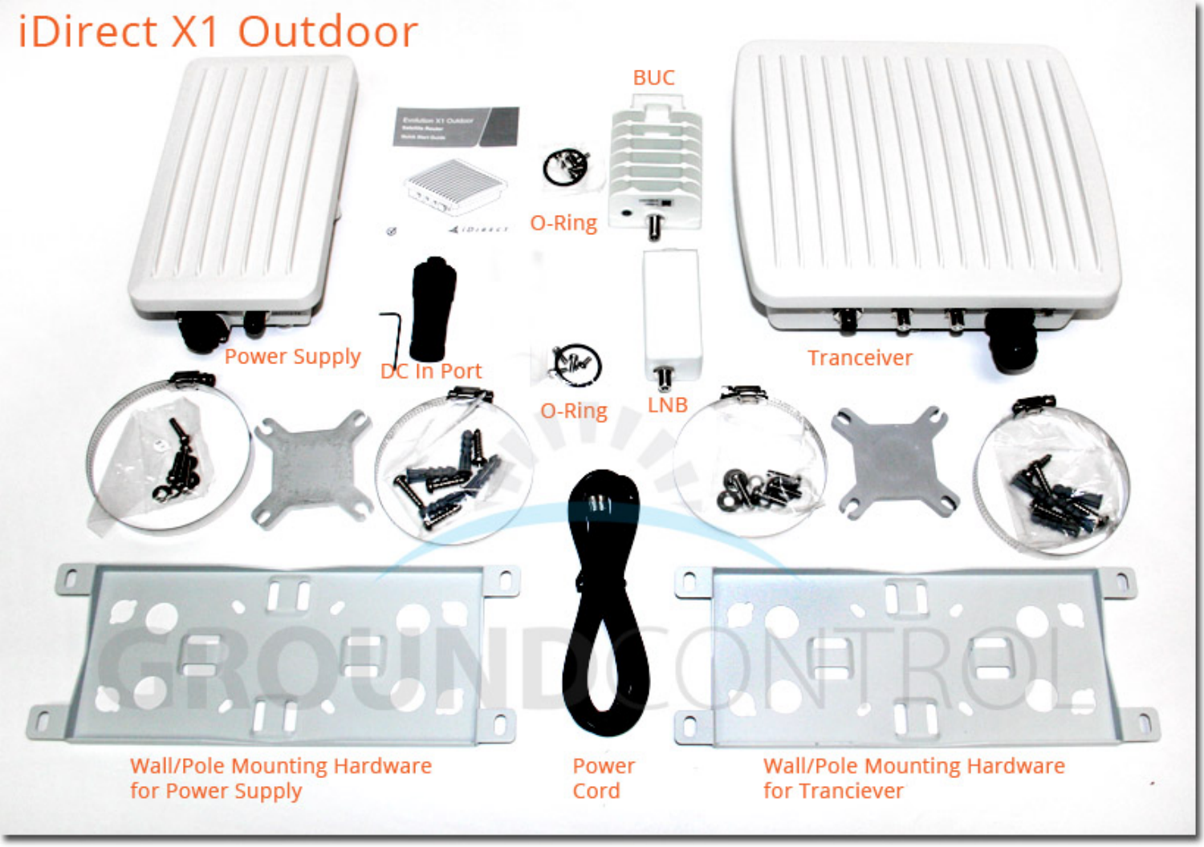# iDirect X1 Outdoor

BUC

O-Ring

Power Supply

DC In Port

Tranceiver

O-Ring

LNB

Wall/Pole Mounting Hardware for Power Supply

Power Cord

Wall/Pole Mounting Hardware for Tranciever